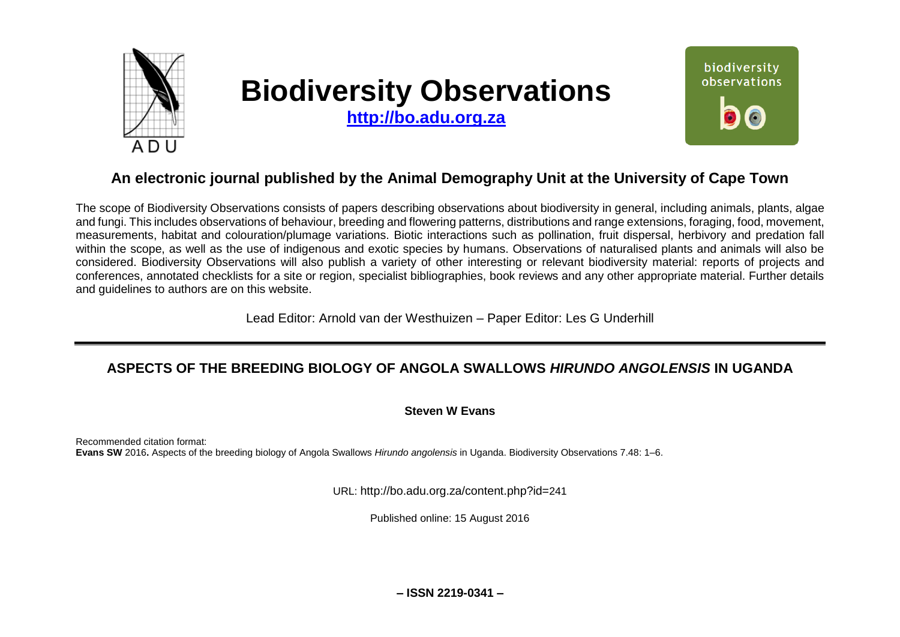# Biodiversity Observations

**http://bo.adu.org.za**

biodiversity observations

## An electronic journal published by the Animal Demography Unit at the University of Cape Town

The scope of Biodiversity Observations consists of papers describing observations about biodiversity in general, including animals, plants, algae and fungi. This includes observations of behaviour, breeding and flowering patterns, distributions and range extensions, foraging, food, movement, measurements, habitat and colouration/plumage variations. Biotic interactions such as pollination, fruit dispersal, herbivory and predation fall within the scope, as well as the use of indigenous and exotic species by humans. Observations of naturalised plants and animals will also be considered. Biodiversity Observations will also publish a variety of other interesting or relevant biodiversity material: reports of projects and conferences, annotated checklists for a site or region, specialist bibliographies, book reviews and any other appropriate material. Further details and guidelines to authors are on this website.

Lead Editor: Arnold van der Westhuizen – Paper Editor: Les G Underhill

---

## ASPECTS OF THE BREEDING BIOLOGY OF ANGOLA SWALLOWS *HIRUNDO ANGOLENSIS* IN UGANDA

**Steven W Evans**

Recommended citation format:
**Evans SW** 2016**.** Aspects of the breeding biology of Angola Swallows *Hirundo angolensis* in Uganda. Biodiversity Observations 7.48: 1–6.

URL: http://bo.adu.org.za/content.php?id=241

Published online: 15 August 2016

**– ISSN 2219-0341 –**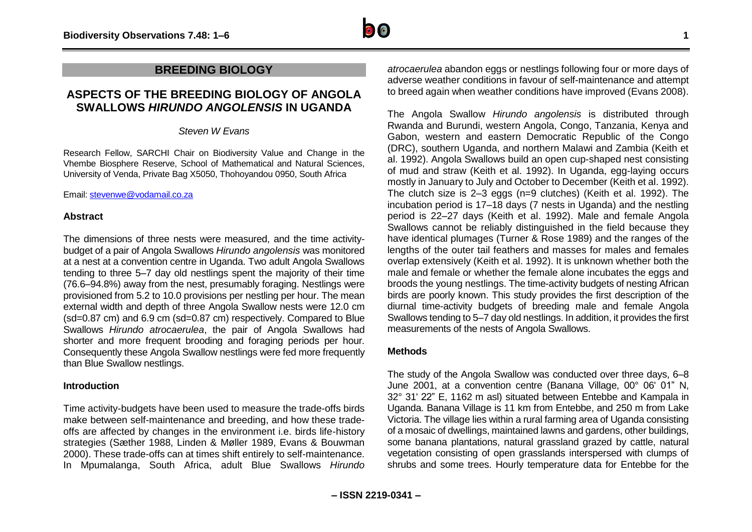## BREEDING BIOLOGY

# ASPECTS OF THE BREEDING BIOLOGY OF ANGOLA SWALLOWS *HIRUNDO ANGOLENSIS* IN UGANDA

*Steven W Evans*

Research Fellow, SARCHI Chair on Biodiversity Value and Change in the Vhembe Biosphere Reserve, School of Mathematical and Natural Sciences, University of Venda, Private Bag X5050, Thohoyandou 0950, South Africa

Email: stevenwe@vodamail.co.za

### Abstract

The dimensions of three nests were measured, and the time activity-budget of a pair of Angola Swallows *Hirundo angolensis* was monitored at a nest at a convention centre in Uganda. Two adult Angola Swallows tending to three 5–7 day old nestlings spent the majority of their time (76.6–94.8%) away from the nest, presumably foraging. Nestlings were provisioned from 5.2 to 10.0 provisions per nestling per hour. The mean external width and depth of three Angola Swallow nests were 12.0 cm (sd=0.87 cm) and 6.9 cm (sd=0.87 cm) respectively. Compared to Blue Swallows *Hirundo atrocaerulea*, the pair of Angola Swallows had shorter and more frequent brooding and foraging periods per hour. Consequently these Angola Swallow nestlings were fed more frequently than Blue Swallow nestlings.

### Introduction

Time activity-budgets have been used to measure the trade-offs birds make between self-maintenance and breeding, and how these trade-offs are affected by changes in the environment i.e. birds life-history strategies (Sæther 1988, Linden & Møller 1989, Evans & Bouwman 2000). These trade-offs can at times shift entirely to self-maintenance. In Mpumalanga, South Africa, adult Blue Swallows *Hirundo atrocaerulea* abandon eggs or nestlings following four or more days of adverse weather conditions in favour of self-maintenance and attempt to breed again when weather conditions have improved (Evans 2008).

The Angola Swallow *Hirundo angolensis* is distributed through Rwanda and Burundi, western Angola, Congo, Tanzania, Kenya and Gabon, western and eastern Democratic Republic of the Congo (DRC), southern Uganda, and northern Malawi and Zambia (Keith et al. 1992). Angola Swallows build an open cup-shaped nest consisting of mud and straw (Keith et al. 1992). In Uganda, egg-laying occurs mostly in January to July and October to December (Keith et al. 1992). The clutch size is 2–3 eggs (n=9 clutches) (Keith et al. 1992). The incubation period is 17–18 days (7 nests in Uganda) and the nestling period is 22–27 days (Keith et al. 1992). Male and female Angola Swallows cannot be reliably distinguished in the field because they have identical plumages (Turner & Rose 1989) and the ranges of the lengths of the outer tail feathers and masses for males and females overlap extensively (Keith et al. 1992). It is unknown whether both the male and female or whether the female alone incubates the eggs and broods the young nestlings. The time-activity budgets of nesting African birds are poorly known. This study provides the first description of the diurnal time-activity budgets of breeding male and female Angola Swallows tending to 5–7 day old nestlings. In addition, it provides the first measurements of the nests of Angola Swallows.

### Methods

The study of the Angola Swallow was conducted over three days, 6–8 June 2001, at a convention centre (Banana Village, 00° 06' 01" N, 32° 31' 22" E, 1162 m asl) situated between Entebbe and Kampala in Uganda. Banana Village is 11 km from Entebbe, and 250 m from Lake Victoria. The village lies within a rural farming area of Uganda consisting of a mosaic of dwellings, maintained lawns and gardens, other buildings, some banana plantations, natural grassland grazed by cattle, natural vegetation consisting of open grasslands interspersed with clumps of shrubs and some trees. Hourly temperature data for Entebbe for the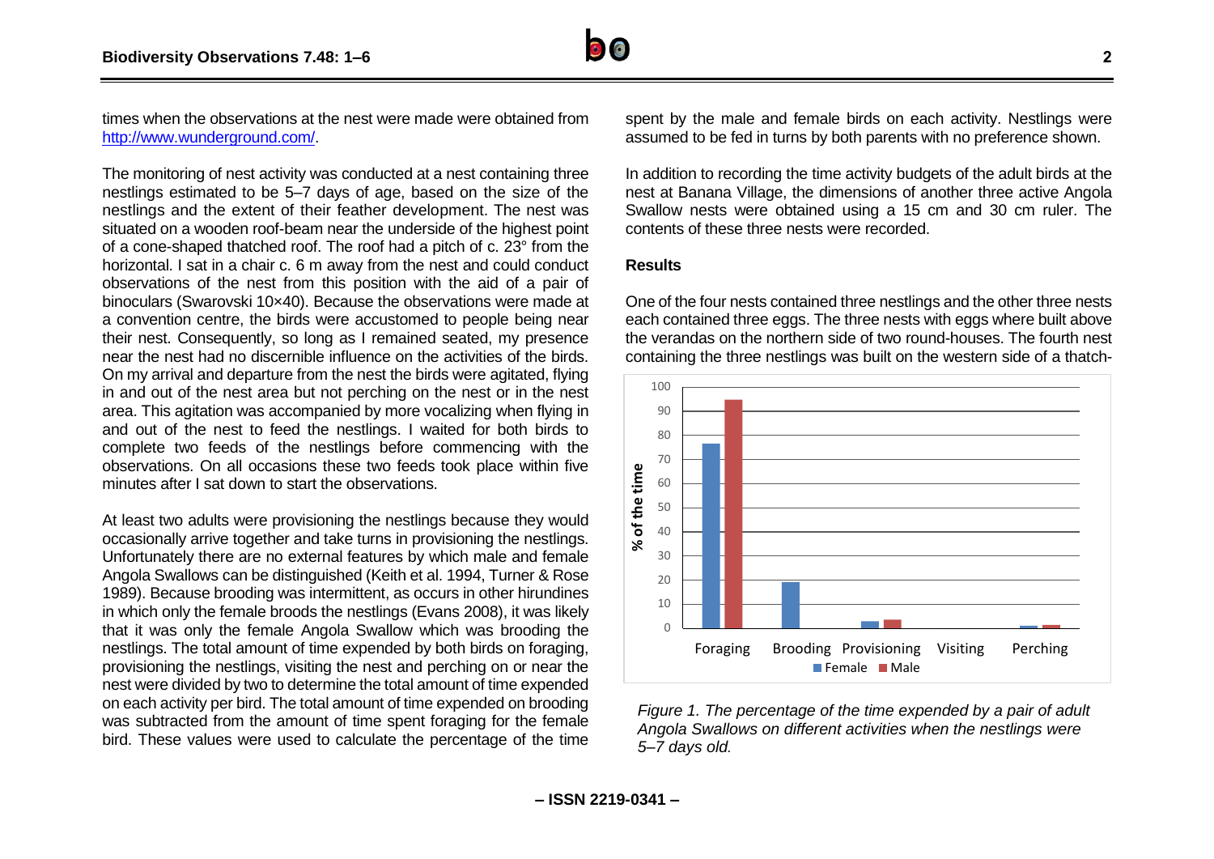times when the observations at the nest were made were obtained from http://www.wunderground.com/.

The monitoring of nest activity was conducted at a nest containing three nestlings estimated to be 5–7 days of age, based on the size of the nestlings and the extent of their feather development. The nest was situated on a wooden roof-beam near the underside of the highest point of a cone-shaped thatched roof. The roof had a pitch of c. 23° from the horizontal. I sat in a chair c. 6 m away from the nest and could conduct observations of the nest from this position with the aid of a pair of binoculars (Swarovski 10×40). Because the observations were made at a convention centre, the birds were accustomed to people being near their nest. Consequently, so long as I remained seated, my presence near the nest had no discernible influence on the activities of the birds. On my arrival and departure from the nest the birds were agitated, flying in and out of the nest area but not perching on the nest or in the nest area. This agitation was accompanied by more vocalizing when flying in and out of the nest to feed the nestlings. I waited for both birds to complete two feeds of the nestlings before commencing with the observations. On all occasions these two feeds took place within five minutes after I sat down to start the observations.

At least two adults were provisioning the nestlings because they would occasionally arrive together and take turns in provisioning the nestlings. Unfortunately there are no external features by which male and female Angola Swallows can be distinguished (Keith et al. 1994, Turner & Rose 1989). Because brooding was intermittent, as occurs in other hirundines in which only the female broods the nestlings (Evans 2008), it was likely that it was only the female Angola Swallow which was brooding the nestlings. The total amount of time expended by both birds on foraging, provisioning the nestlings, visiting the nest and perching on or near the nest were divided by two to determine the total amount of time expended on each activity per bird. The total amount of time expended on brooding was subtracted from the amount of time spent foraging for the female bird. These values were used to calculate the percentage of the time spent by the male and female birds on each activity. Nestlings were assumed to be fed in turns by both parents with no preference shown.

In addition to recording the time activity budgets of the adult birds at the nest at Banana Village, the dimensions of another three active Angola Swallow nests were obtained using a 15 cm and 30 cm ruler. The contents of these three nests were recorded.

## Results

One of the four nests contained three nestlings and the other three nests each contained three eggs. The three nests with eggs where built above the verandas on the northern side of two round-houses. The fourth nest containing the three nestlings was built on the western side of a thatch-

*Figure 1. The percentage of the time expended by a pair of adult Angola Swallows on different activities when the nestlings were 5–7 days old.*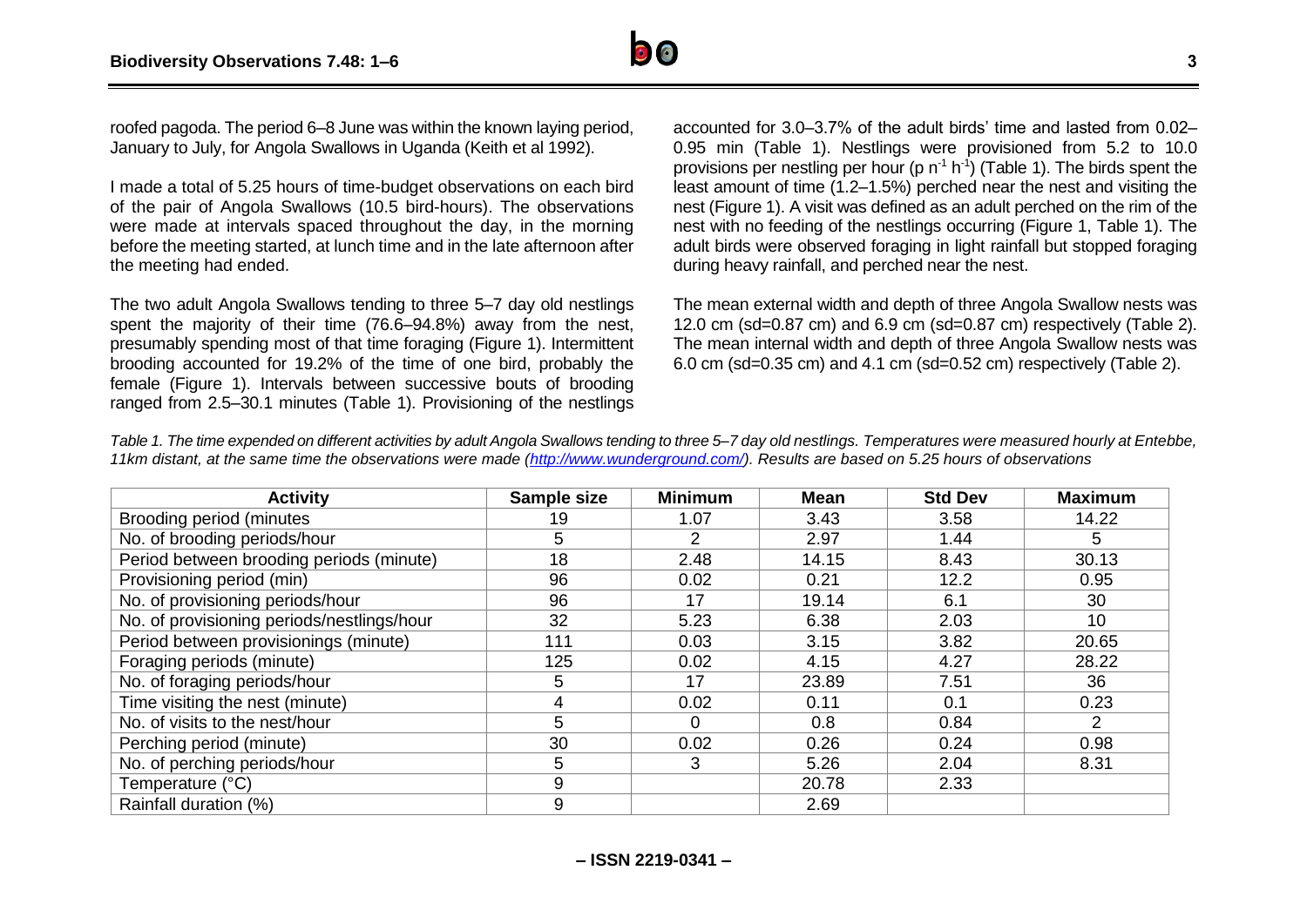roofed pagoda. The period 6–8 June was within the known laying period, January to July, for Angola Swallows in Uganda (Keith et al 1992).

I made a total of 5.25 hours of time-budget observations on each bird of the pair of Angola Swallows (10.5 bird-hours). The observations were made at intervals spaced throughout the day, in the morning before the meeting started, at lunch time and in the late afternoon after the meeting had ended.

The two adult Angola Swallows tending to three 5–7 day old nestlings spent the majority of their time (76.6–94.8%) away from the nest, presumably spending most of that time foraging (Figure 1). Intermittent brooding accounted for 19.2% of the time of one bird, probably the female (Figure 1). Intervals between successive bouts of brooding ranged from 2.5–30.1 minutes (Table 1). Provisioning of the nestlings accounted for 3.0–3.7% of the adult birds' time and lasted from 0.02–0.95 min (Table 1). Nestlings were provisioned from 5.2 to 10.0 provisions per nestling per hour (p $n^{-1}$ $h^{-1}$) (Table 1). The birds spent the least amount of time (1.2–1.5%) perched near the nest and visiting the nest (Figure 1). A visit was defined as an adult perched on the rim of the nest with no feeding of the nestlings occurring (Figure 1, Table 1). The adult birds were observed foraging in light rainfall but stopped foraging during heavy rainfall, and perched near the nest.

The mean external width and depth of three Angola Swallow nests was 12.0 cm (sd=0.87 cm) and 6.9 cm (sd=0.87 cm) respectively (Table 2). The mean internal width and depth of three Angola Swallow nests was 6.0 cm (sd=0.35 cm) and 4.1 cm (sd=0.52 cm) respectively (Table 2).

*Table 1. The time expended on different activities by adult Angola Swallows tending to three 5–7 day old nestlings. Temperatures were measured hourly at Entebbe, 11km distant, at the same time the observations were made (http://www.wunderground.com/). Results are based on 5.25 hours of observations*

| Activity | Sample size | Minimum | Mean | Std Dev | Maximum |
|---|---|---|---|---|---|
| Brooding period (minutes | 19 | 1.07 | 3.43 | 3.58 | 14.22 |
| No. of brooding periods/hour | 5 | 2 | 2.97 | 1.44 | 5 |
| Period between brooding periods (minute) | 18 | 2.48 | 14.15 | 8.43 | 30.13 |
| Provisioning period (min) | 96 | 0.02 | 0.21 | 12.2 | 0.95 |
| No. of provisioning periods/hour | 96 | 17 | 19.14 | 6.1 | 30 |
| No. of provisioning periods/nestlings/hour | 32 | 5.23 | 6.38 | 2.03 | 10 |
| Period between provisionings (minute) | 111 | 0.03 | 3.15 | 3.82 | 20.65 |
| Foraging periods (minute) | 125 | 0.02 | 4.15 | 4.27 | 28.22 |
| No. of foraging periods/hour | 5 | 17 | 23.89 | 7.51 | 36 |
| Time visiting the nest (minute) | 4 | 0.02 | 0.11 | 0.1 | 0.23 |
| No. of visits to the nest/hour | 5 | 0 | 0.8 | 0.84 | 2 |
| Perching period (minute) | 30 | 0.02 | 0.26 | 0.24 | 0.98 |
| No. of perching periods/hour | 5 | 3 | 5.26 | 2.04 | 8.31 |
| Temperature (°C) | 9 | | 20.78 | 2.33 | |
| Rainfall duration (%) | 9 | | 2.69 | | |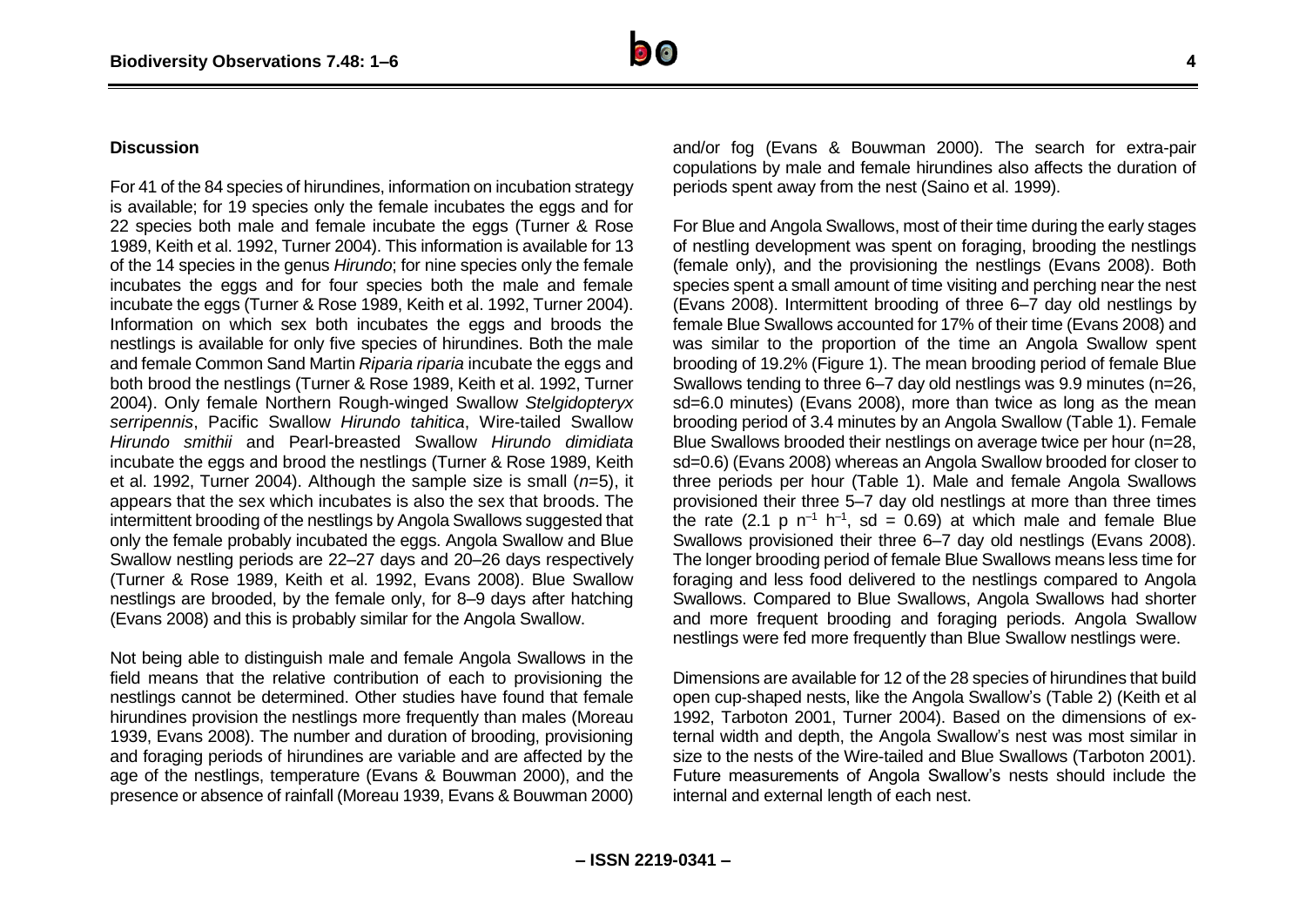## Discussion

For 41 of the 84 species of hirundines, information on incubation strategy is available; for 19 species only the female incubates the eggs and for 22 species both male and female incubate the eggs (Turner & Rose 1989, Keith et al. 1992, Turner 2004). This information is available for 13 of the 14 species in the genus *Hirundo*; for nine species only the female incubates the eggs and for four species both the male and female incubate the eggs (Turner & Rose 1989, Keith et al. 1992, Turner 2004). Information on which sex both incubates the eggs and broods the nestlings is available for only five species of hirundines. Both the male and female Common Sand Martin *Riparia riparia* incubate the eggs and both brood the nestlings (Turner & Rose 1989, Keith et al. 1992, Turner 2004). Only female Northern Rough-winged Swallow *Stelgidopteryx serripennis*, Pacific Swallow *Hirundo tahitica*, Wire-tailed Swallow *Hirundo smithii* and Pearl-breasted Swallow *Hirundo dimidiata* incubate the eggs and brood the nestlings (Turner & Rose 1989, Keith et al. 1992, Turner 2004). Although the sample size is small ($n$=5), it appears that the sex which incubates is also the sex that broods. The intermittent brooding of the nestlings by Angola Swallows suggested that only the female probably incubated the eggs. Angola Swallow and Blue Swallow nestling periods are 22–27 days and 20–26 days respectively (Turner & Rose 1989, Keith et al. 1992, Evans 2008). Blue Swallow nestlings are brooded, by the female only, for 8–9 days after hatching (Evans 2008) and this is probably similar for the Angola Swallow.

Not being able to distinguish male and female Angola Swallows in the field means that the relative contribution of each to provisioning the nestlings cannot be determined. Other studies have found that female hirundines provision the nestlings more frequently than males (Moreau 1939, Evans 2008). The number and duration of brooding, provisioning and foraging periods of hirundines are variable and are affected by the age of the nestlings, temperature (Evans & Bouwman 2000), and the presence or absence of rainfall (Moreau 1939, Evans & Bouwman 2000) and/or fog (Evans & Bouwman 2000). The search for extra-pair copulations by male and female hirundines also affects the duration of periods spent away from the nest (Saino et al. 1999).

For Blue and Angola Swallows, most of their time during the early stages of nestling development was spent on foraging, brooding the nestlings (female only), and the provisioning the nestlings (Evans 2008). Both species spent a small amount of time visiting and perching near the nest (Evans 2008). Intermittent brooding of three 6–7 day old nestlings by female Blue Swallows accounted for 17% of their time (Evans 2008) and was similar to the proportion of the time an Angola Swallow spent brooding of 19.2% (Figure 1). The mean brooding period of female Blue Swallows tending to three 6–7 day old nestlings was 9.9 minutes (n=26, sd=6.0 minutes) (Evans 2008), more than twice as long as the mean brooding period of 3.4 minutes by an Angola Swallow (Table 1). Female Blue Swallows brooded their nestlings on average twice per hour (n=28, sd=0.6) (Evans 2008) whereas an Angola Swallow brooded for closer to three periods per hour (Table 1). Male and female Angola Swallows provisioned their three 5–7 day old nestlings at more than three times the rate (2.1 p $n^{-1}$ $h^{-1}$, sd = 0.69) at which male and female Blue Swallows provisioned their three 6–7 day old nestlings (Evans 2008). The longer brooding period of female Blue Swallows means less time for foraging and less food delivered to the nestlings compared to Angola Swallows. Compared to Blue Swallows, Angola Swallows had shorter and more frequent brooding and foraging periods. Angola Swallow nestlings were fed more frequently than Blue Swallow nestlings were.

Dimensions are available for 12 of the 28 species of hirundines that build open cup-shaped nests, like the Angola Swallow's (Table 2) (Keith et al 1992, Tarboton 2001, Turner 2004). Based on the dimensions of external width and depth, the Angola Swallow's nest was most similar in size to the nests of the Wire-tailed and Blue Swallows (Tarboton 2001). Future measurements of Angola Swallow's nests should include the internal and external length of each nest.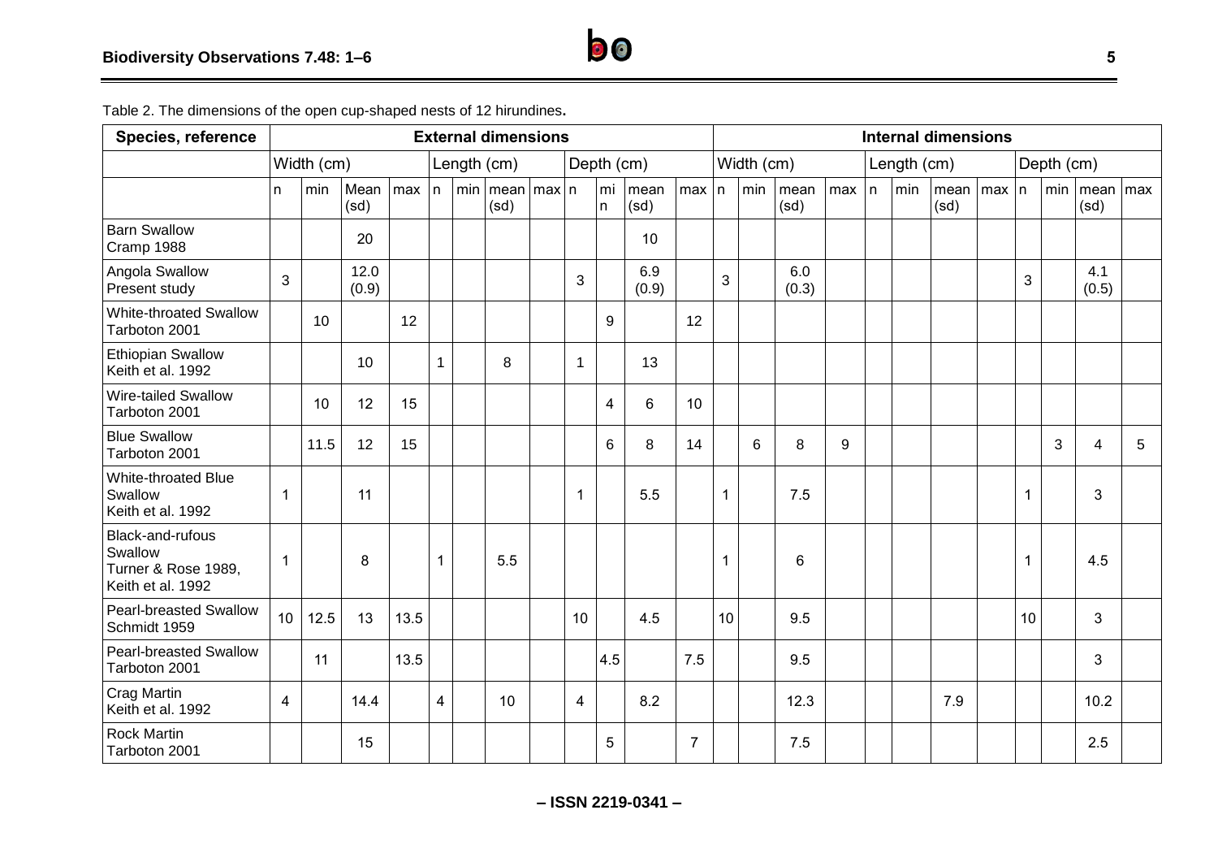Table 2. The dimensions of the open cup-shaped nests of 12 hirundines.

| Species, reference | External dimensions | | | | | | | | | | | | Internal dimensions | | | | | | | | | | | |
|---|---|---|---|---|---|---|---|---|---|---|---|---|---|---|---|---|---|---|---|---|---|---|---|---|
| | Width (cm) | | | | Length (cm) | | | | Depth (cm) | | | | Width (cm) | | | | Length (cm) | | | | Depth (cm) | | | |
| | n | min | Mean (sd) | max | n | min | mean (sd) | max | n | min | mean (sd) | max | n | min | mean (sd) | max | n | min | mean (sd) | max | n | min | mean (sd) | max |
| Barn Swallow Cramp 1988 | | | 20 | | | | | | | | 10 | | | | | | | | | | | | | |
| Angola Swallow Present study | 3 | | 12.0 (0.9) | | | | | | 3 | | 6.9 (0.9) | | 3 | | 6.0 (0.3) | | | | | | 3 | | 4.1 (0.5) | |
| White-throated Swallow Tarboton 2001 | | 10 | | 12 | | | | | | 9 | | 12 | | | | | | | | | | | | |
| Ethiopian Swallow Keith et al. 1992 | | | 10 | | 1 | | 8 | | 1 | | 13 | | | | | | | | | | | | | |
| Wire-tailed Swallow Tarboton 2001 | | 10 | 12 | 15 | | | | | | 4 | 6 | 10 | | | | | | | | | | | | |
| Blue Swallow Tarboton 2001 | | 11.5 | 12 | 15 | | | | | | 6 | 8 | 14 | | 6 | 8 | 9 | | | | | | 3 | 4 | 5 |
| White-throated Blue Swallow Keith et al. 1992 | 1 | | 11 | | | | | | 1 | | 5.5 | | 1 | | 7.5 | | | | | | 1 | | 3 | |
| Black-and-rufous Swallow Turner & Rose 1989, Keith et al. 1992 | 1 | | 8 | | 1 | | 5.5 | | | | | | 1 | | 6 | | | | | | 1 | | 4.5 | |
| Pearl-breasted Swallow Schmidt 1959 | 10 | 12.5 | 13 | 13.5 | | | | | 10 | | 4.5 | | 10 | | 9.5 | | | | | | 10 | | 3 | |
| Pearl-breasted Swallow Tarboton 2001 | | 11 | | 13.5 | | | | | | 4.5 | | 7.5 | | | 9.5 | | | | | | | | 3 | |
| Crag Martin Keith et al. 1992 | 4 | | 14.4 | | 4 | | 10 | | 4 | | 8.2 | | | | 12.3 | | | | 7.9 | | | | 10.2 | |
| Rock Martin Tarboton 2001 | | | 15 | | | | | | | 5 | | 7 | | | 7.5 | | | | | | | | 2.5 | |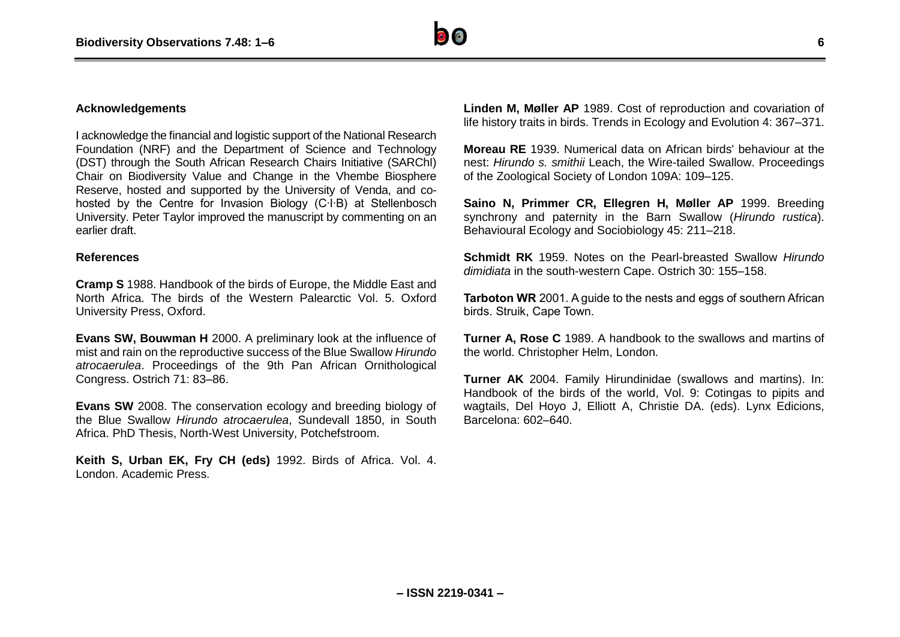## Acknowledgements

I acknowledge the financial and logistic support of the National Research Foundation (NRF) and the Department of Science and Technology (DST) through the South African Research Chairs Initiative (SARChI) Chair on Biodiversity Value and Change in the Vhembe Biosphere Reserve, hosted and supported by the University of Venda, and co-hosted by the Centre for Invasion Biology (C·I·B) at Stellenbosch University. Peter Taylor improved the manuscript by commenting on an earlier draft.

## References

**Cramp S** 1988. Handbook of the birds of Europe, the Middle East and North Africa. The birds of the Western Palearctic Vol. 5. Oxford University Press, Oxford.

**Evans SW, Bouwman H** 2000. A preliminary look at the influence of mist and rain on the reproductive success of the Blue Swallow *Hirundo atrocaerulea*. Proceedings of the 9th Pan African Ornithological Congress. Ostrich 71: 83–86.

**Evans SW** 2008. The conservation ecology and breeding biology of the Blue Swallow *Hirundo atrocaerulea*, Sundevall 1850, in South Africa. PhD Thesis, North-West University, Potchefstroom.

**Keith S, Urban EK, Fry CH (eds)** 1992. Birds of Africa. Vol. 4. London. Academic Press.

**Linden M, Møller AP** 1989. Cost of reproduction and covariation of life history traits in birds. Trends in Ecology and Evolution 4: 367–371.

**Moreau RE** 1939. Numerical data on African birds' behaviour at the nest: *Hirundo s. smithii* Leach, the Wire-tailed Swallow. Proceedings of the Zoological Society of London 109A: 109–125.

**Saino N, Primmer CR, Ellegren H, Møller AP** 1999. Breeding synchrony and paternity in the Barn Swallow (*Hirundo rustica*). Behavioural Ecology and Sociobiology 45: 211–218.

**Schmidt RK** 1959. Notes on the Pearl-breasted Swallow *Hirundo dimidiata* in the south-western Cape. Ostrich 30: 155–158.

**Tarboton WR** 2001. A guide to the nests and eggs of southern African birds. Struik, Cape Town.

**Turner A, Rose C** 1989. A handbook to the swallows and martins of the world. Christopher Helm, London.

**Turner AK** 2004. Family Hirundinidae (swallows and martins). In: Handbook of the birds of the world, Vol. 9: Cotingas to pipits and wagtails, Del Hoyo J, Elliott A, Christie DA. (eds). Lynx Edicions, Barcelona: 602–640.